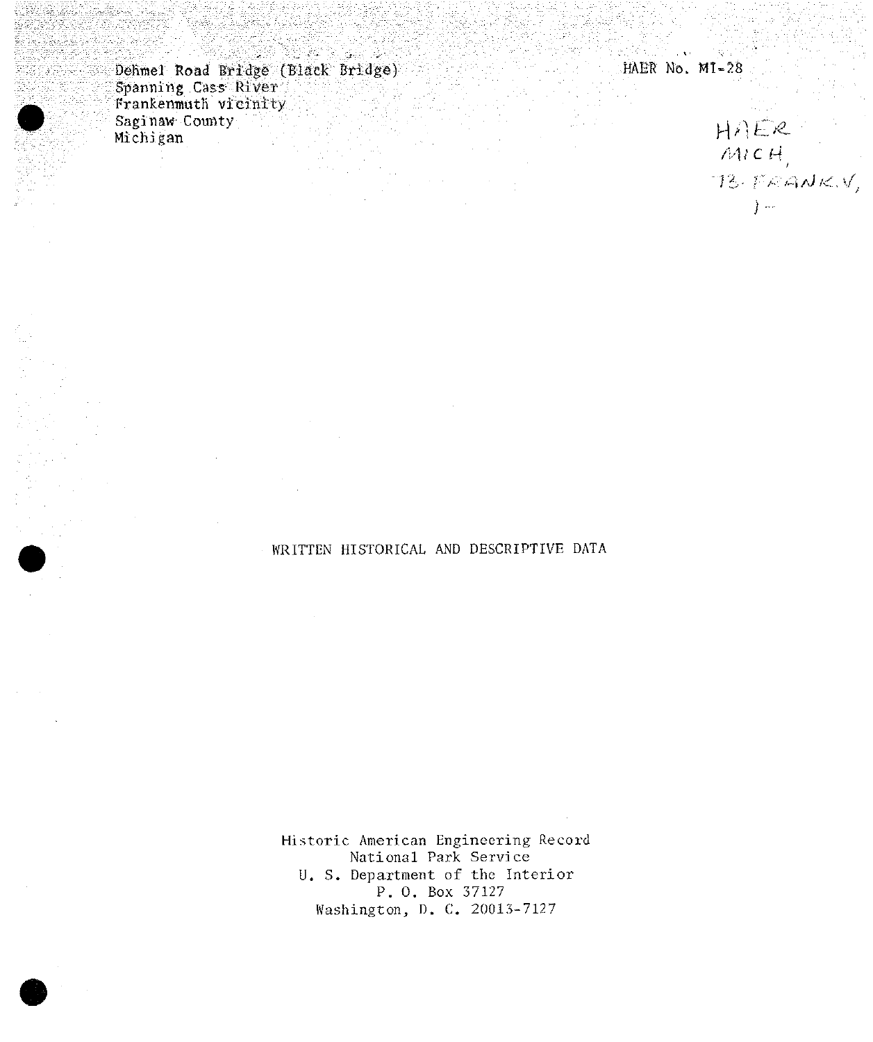Dehmel Road Bridge (Black Bridge)
Spanning Cass River
Frankenmuth vicinity
Saginaw County
Michigan

HAER No. MI-28

HAER
MICH,
73-FRANK.V,
1-

WRITTEN HISTORICAL AND DESCRIPTIVE DATA

Historic American Engineering Record
National Park Service
U. S. Department of the Interior
P. O. Box 37127
Washington, D. C. 20013-7127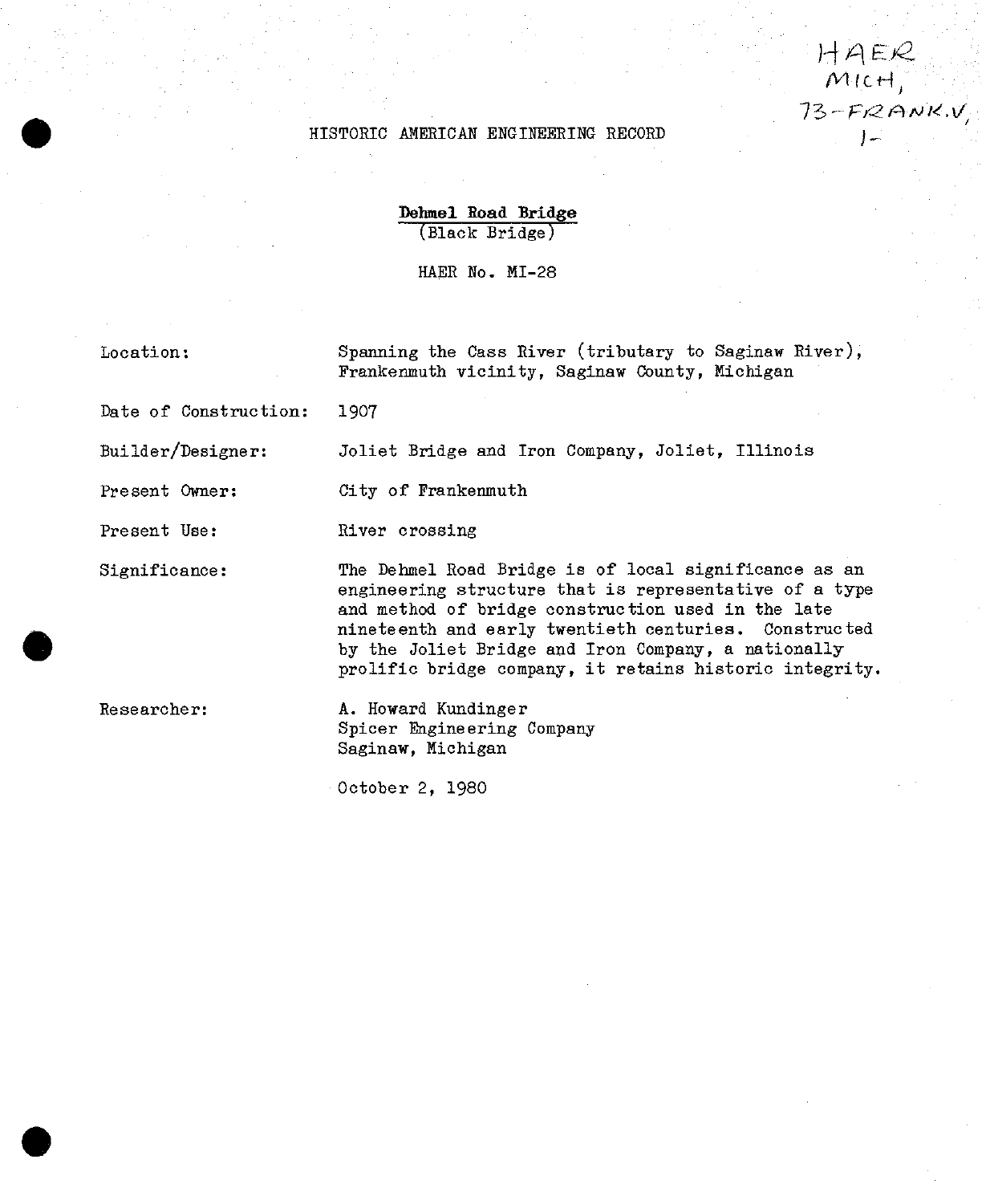HAER
MICH,
73-FRANK.V,
1-

HISTORIC AMERICAN ENGINEERING RECORD

**Dehmel Road Bridge**
(Black Bridge)

HAER No. MI-28

| | |
|---|---|
| Location: | Spanning the Cass River (tributary to Saginaw River), Frankenmuth vicinity, Saginaw County, Michigan |
| Date of Construction: | 1907 |
| Builder/Designer: | Joliet Bridge and Iron Company, Joliet, Illinois |
| Present Owner: | City of Frankenmuth |
| Present Use: | River crossing |
| Significance: | The Dehmel Road Bridge is of local significance as an engineering structure that is representative of a type and method of bridge construction used in the late nineteenth and early twentieth centuries. Constructed by the Joliet Bridge and Iron Company, a nationally prolific bridge company, it retains historic integrity. |
| Researcher: | A. Howard Kundinger<br>Spicer Engineering Company<br>Saginaw, Michigan |

October 2, 1980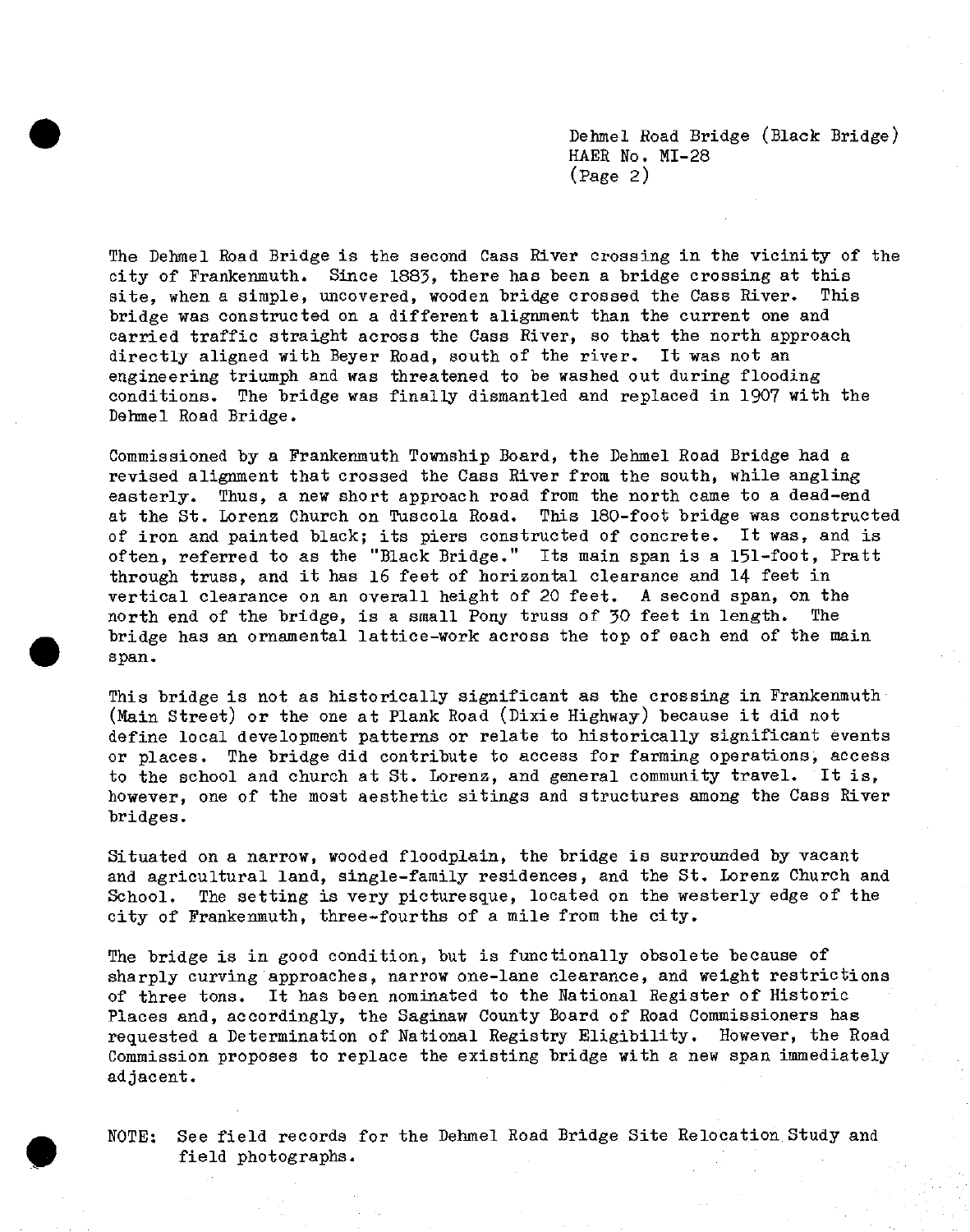The Dehmel Road Bridge is the second Cass River crossing in the vicinity of the city of Frankenmuth. Since 1883, there has been a bridge crossing at this site, when a simple, uncovered, wooden bridge crossed the Cass River. This bridge was constructed on a different alignment than the current one and carried traffic straight across the Cass River, so that the north approach directly aligned with Beyer Road, south of the river. It was not an engineering triumph and was threatened to be washed out during flooding conditions. The bridge was finally dismantled and replaced in 1907 with the Dehmel Road Bridge.

Commissioned by a Frankenmuth Township Board, the Dehmel Road Bridge had a revised alignment that crossed the Cass River from the south, while angling easterly. Thus, a new short approach road from the north came to a dead-end at the St. Lorenz Church on Tuscola Road. This 180-foot bridge was constructed of iron and painted black; its piers constructed of concrete. It was, and is often, referred to as the "Black Bridge." Its main span is a 151-foot, Pratt through truss, and it has 16 feet of horizontal clearance and 14 feet in vertical clearance on an overall height of 20 feet. A second span, on the north end of the bridge, is a small Pony truss of 30 feet in length. The bridge has an ornamental lattice-work across the top of each end of the main span.

This bridge is not as historically significant as the crossing in Frankenmuth (Main Street) or the one at Plank Road (Dixie Highway) because it did not define local development patterns or relate to historically significant events or places. The bridge did contribute to access for farming operations, access to the school and church at St. Lorenz, and general community travel. It is, however, one of the most aesthetic sitings and structures among the Cass River bridges.

Situated on a narrow, wooded floodplain, the bridge is surrounded by vacant and agricultural land, single-family residences, and the St. Lorenz Church and School. The setting is very picturesque, located on the westerly edge of the city of Frankenmuth, three-fourths of a mile from the city.

The bridge is in good condition, but is functionally obsolete because of sharply curving approaches, narrow one-lane clearance, and weight restrictions of three tons. It has been nominated to the National Register of Historic Places and, accordingly, the Saginaw County Board of Road Commissioners has requested a Determination of National Registry Eligibility. However, the Road Commission proposes to replace the existing bridge with a new span immediately adjacent.

NOTE: See field records for the Dehmel Road Bridge Site Relocation Study and field photographs.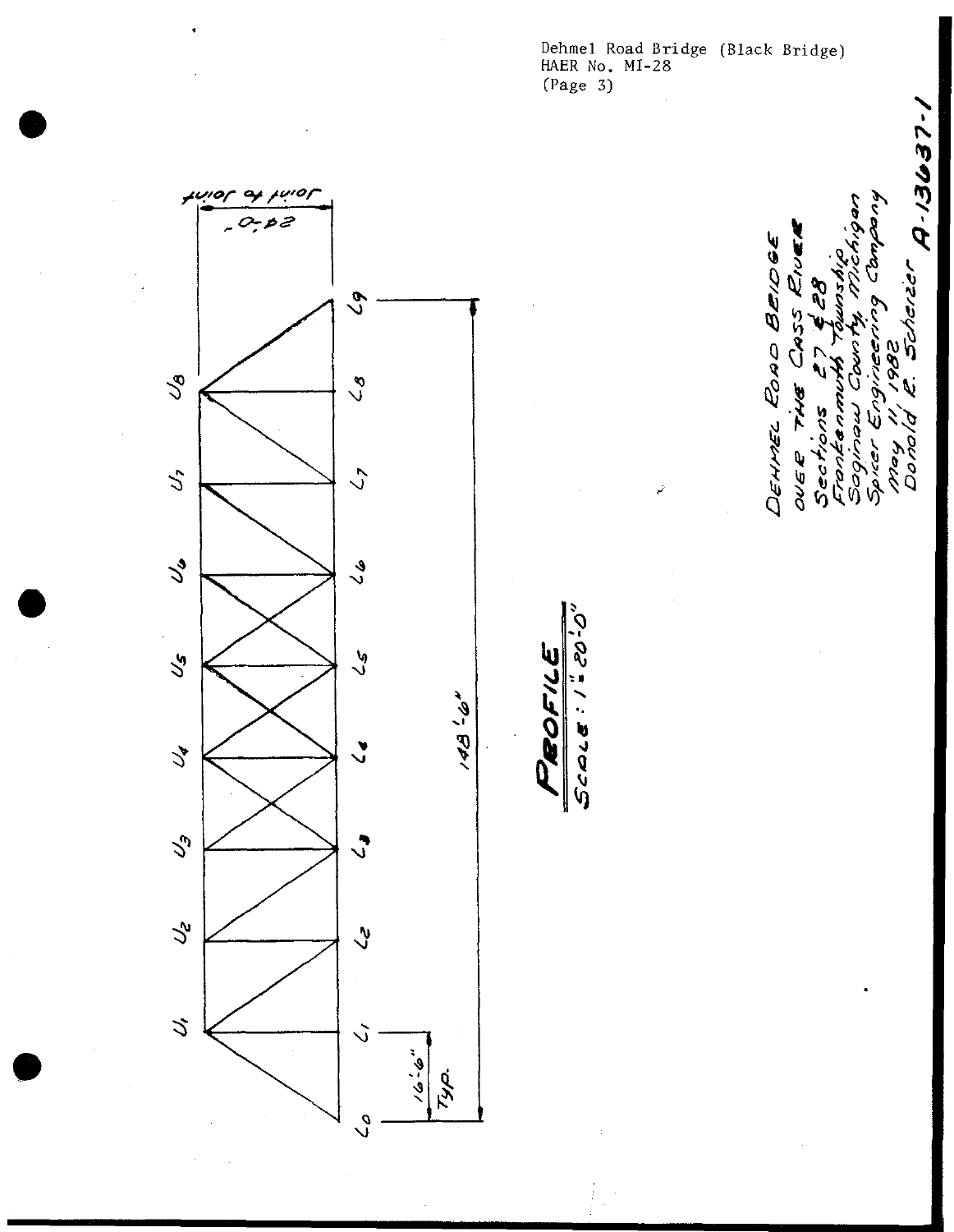Dehmel Road Bridge (Black Bridge)
HAER No. MI-28
(Page 3)

Joint to Joint

24'-0"

$U_1$ $U_2$ $U_3$ $U_4$ $U_5$ $U_6$ $U_7$ $U_8$

$L_0$ $L_1$ $L_2$ $L_3$ $L_4$ $L_5$ $L_6$ $L_7$ $L_8$ $L_9$

16'-6" TYP.

148'-6"

## PROFILE

SCALE: 1" = 20'-0"

DEHMEL ROAD BRIDGE
OVER THE CASS RIVER
Sections 27 & 28
Frankenmuth Township
Saginaw County, Michigan
Spicer Engineering Company
May 11, 1982
Donald R. Scheizer

A-13637-1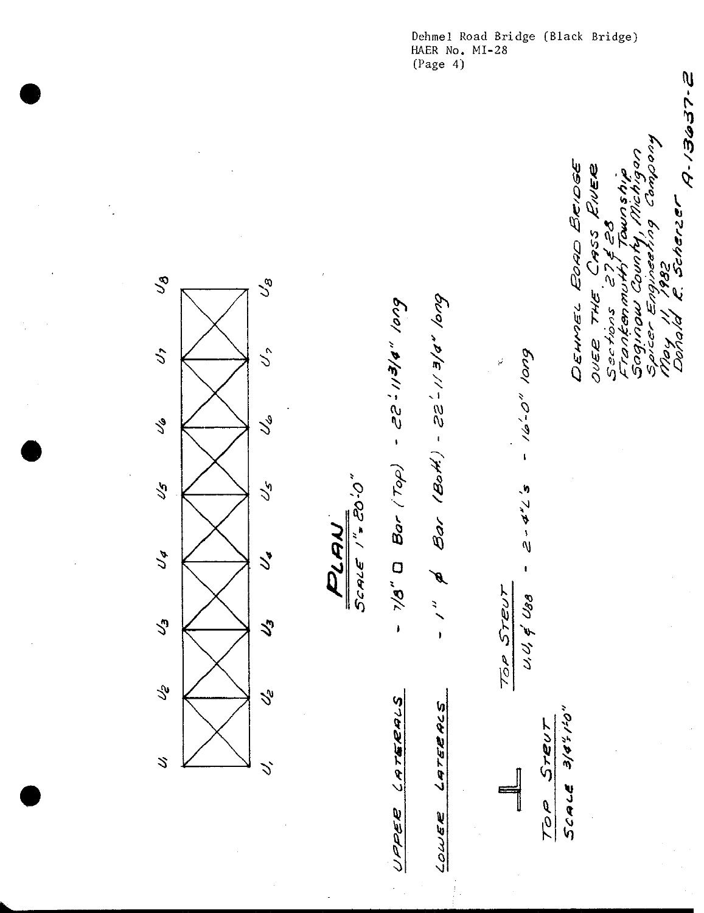Dehmel Road Bridge (Black Bridge)
HAER No. MI-28
(Page 4)

U1 U2 U3 U4 U5 U6 U7 U8

U1 U2 U3 U4 U5 U6 U7 U8

## PLAN

SCALE 1" = 20'-0"

UPPER LATERALS - 7/8" □ Bar (Top) - 22'-11 3/4" long

LOWER LATERALS - 1" ⌀ Bar (Bott.) - 22'-11 3/4" long

TOP STRUT
U1U1 & U8U8 - 2-4"L's - 16'-0" long

TOP STRUT
SCALE 3/4" = 1'-0"

DEHMEL ROAD BRIDGE
OVER THE CASS RIVER
Sections 27 & 28
Frankenmuth Township
Saginaw County, Michigan
Spicer Engineering Company
May 11, 1982
Donald R. Scherzer

A-13637-2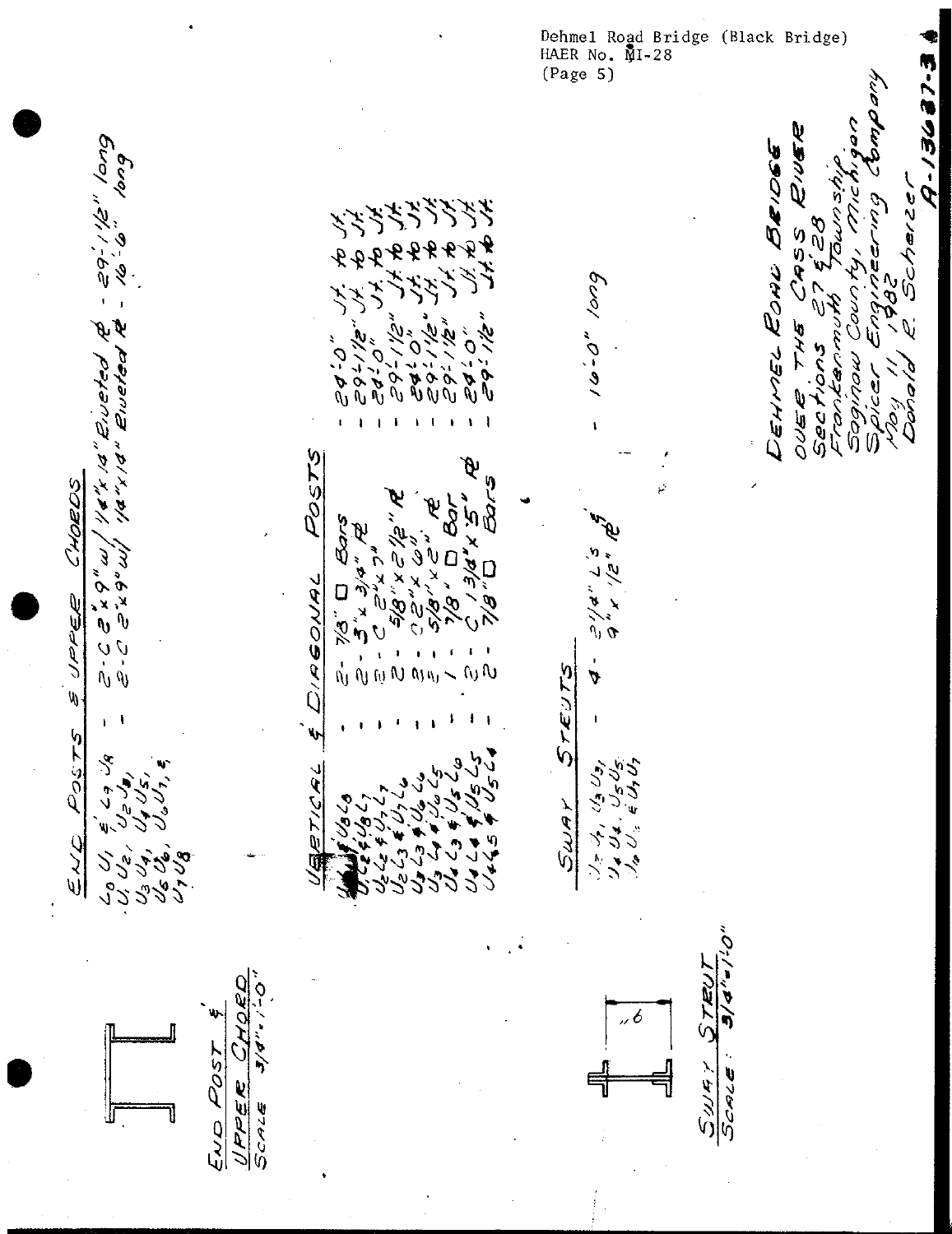Dehmel Road Bridge (Black Bridge)
HAER No. MI-28
(Page 5)

## END POSTS & UPPER CHORDS

| | | |
|---|---|---|
| $L_0U_1$ & $L_7U_8$ | - | 2-C 2"x9" w/ 1/4"x14" Riveted ℞ - 29'-1 1/2" long |
| $U_1U_2$, $U_2U_3$, $U_3U_4$, $U_4U_5$, $U_5U_6$, $U_6U_7$, & $U_7U_8$ | - | 2-C 2"x9" w/ 1/4"x14" Riveted ℞ - 16'-6" long |

## VERTICAL & DIAGONAL POSTS

| | | | |
|---|---|---|---|
| $U_1L_1$ & $U_8L_8$ | - | 2 - 7/8" □ Bars | - 24'-0" Jt. to Jt. |
| $U_1L_2$ & $U_8L_7$ | - | 2 - 3"x3/4" ℞ | - 29'-1 1/2" Jt. to Jt. |
| $U_2L_2$ & $U_7L_7$ | - | 2 - C 2"x7" | - 24'-0" Jt. to Jt. |
| $U_2L_3$ & $U_7L_6$ | - | 2 - 5/8"x2 1/2" ℞ | - 29'-1 1/2" Jt. to Jt. |
| $U_3L_3$ & $U_6L_6$ | - | 2 - C 2"x6" | - 24'-0" Jt. to Jt. |
| $U_3L_4$ & $U_6L_5$ | - | 2 - 5/8"x2" ℞ | - 29'-1 1/2" Jt. to Jt. |
| $U_4L_3$ & $U_5L_6$ | - | 1 - 7/8" □ Bar | - 29'-1 1/2" Jt. to Jt. |
| $U_4L_4$ & $U_5L_5$ | - | 2 - C 1 3/4"x5" ℞ | - 24'-0" Jt. to Jt. |
| $U_4L_5$ & $U_5L_4$ | - | 2 - 7/8" □ Bars | - 29'-1 1/2" Jt. to Jt. |

## SWAY STRUTS

| | | | |
|---|---|---|---|
| $U_2U_1$, $U_3U_3$, $U_4U_4$, $U_5U_5$, $U_6U_6$ & $U_7U_7$ | - | 4 - 2 1/4" L's & 9"x1/2" ℞ | - 16'-0" long |

END POST & UPPER CHORD
SCALE 3/4"=1'-0"

SWAY STRUT
SCALE: 3/4"=1'-0"

DEHMEL ROAD BRIDGE
OVER THE CASS RIVER
Sections 27 & 28
Frankenmuth Township
Saginaw County, Michigan
Spicer Engineering Company
May 11, 1982
Donald R. Scherzer

A-13637-3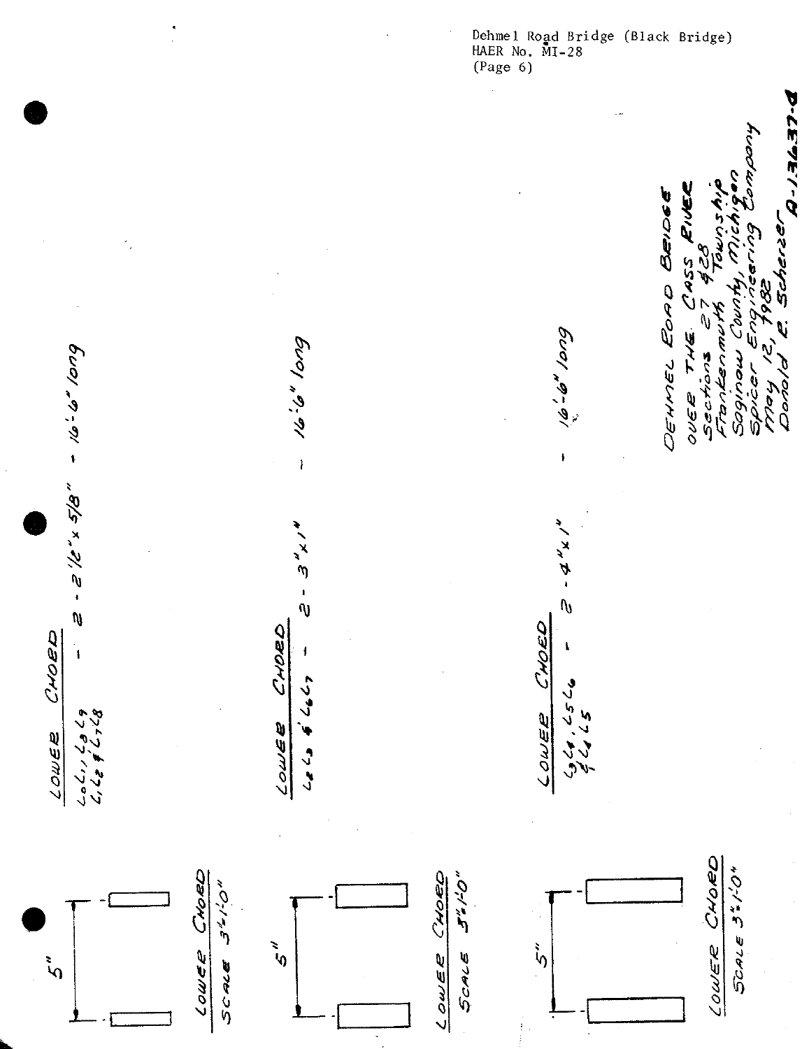LOWER CHORD

$L_0L_1, L_8L_9$ $L_1L_2$ & $L_7L_8$ - 2 - 2 1/2" x 5/8" - 16'-6" long

LOWER CHORD

$L_2L_3$ & $L_6L_7$ - 2 - 3" x 1" - 16'-6" long

LOWER CHORD

$L_3L_4, L_5L_6$ & $L_4L_5$ - 2 - 4" x 1" - 16'-6" long

5"

LOWER CHORD
SCALE 3"=1'-0"

5"

LOWER CHORD
SCALE 3"=1'-0"

5"

LOWER CHORD
SCALE 3"=1'-0"

DEHMEL ROAD BRIDGE
OVER THE CASS RIVER
Sections 27 & 28
Frankenmuth Township
Saginaw County, Michigan
Spicer Engineering Company
May 12, 1982
Donald R. Scherzer

A-13637-d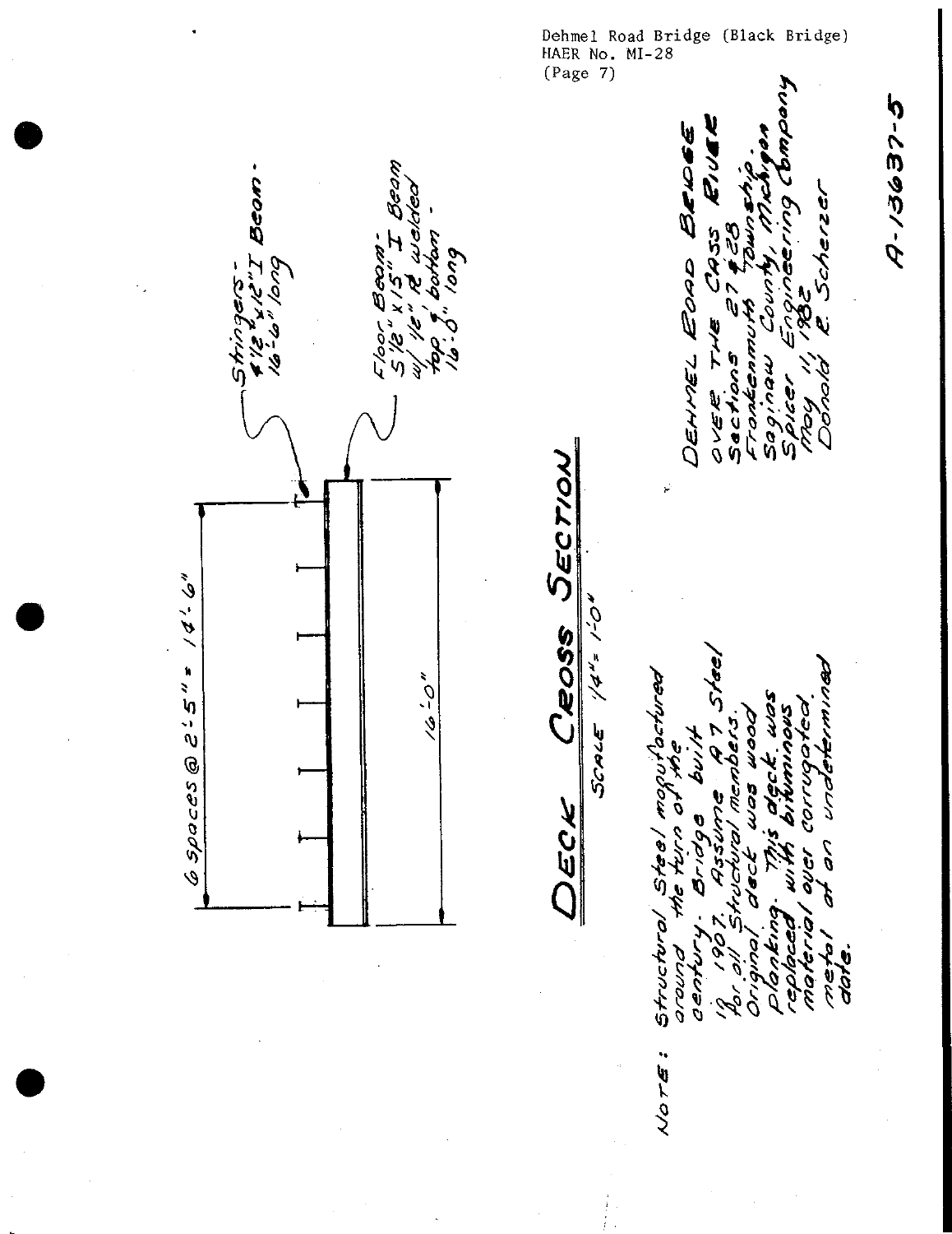Dehmel Road Bridge (Black Bridge)
HAER No. MI-28
(Page 7)

6 spaces @ 2'-5" = 14'-6"

Stringers - 12"x12" I Beam - 16'-6" long

Floor Beam - 5 1/2" x 15" I Beam w/ 1/2" ℞ welded top & bottom - 16'-0" long

16'-0"

# DECK CROSS SECTION

SCALE 1/4" = 1'-0"

NOTE: Structural Steel manufactured around the turn of the century. Bridge built in 1907. Assume A7 Steel for all Structural members. Original deck was wood planking. This deck was replaced with bituminous material over corrugated metal at an undetermined date.

DEHMEL ROAD BRIDGE
OVER THE CASS RIVER
Sections 27 & 28
Frankenmuth Township
Saginaw County, Michigan
Spicer Engineering Company
May 11, 1982
Donald R. Scherzer

A-13637-5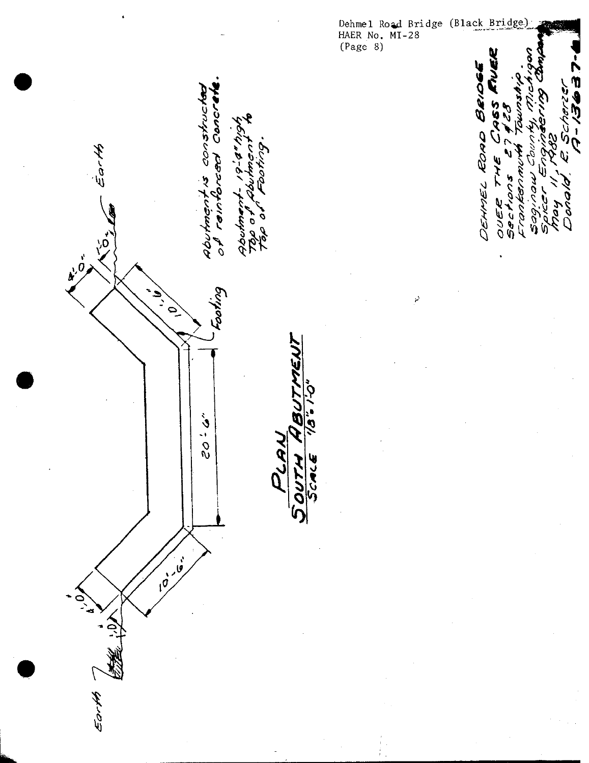Dehmel Road Bridge (Black Bridge)
HAER No. MI-28
(Page 8)

Earth

4'-0"

1'-0"

10'-6"

Footing

20'-6"

10'-6"

4'-0"

1'-0"

Earth

Abutment is constructed of reinforced Concrete.

Abutment - 19'-4" high Top of Abutment to Top of Footing.

**PLAN**
**SOUTH ABUTMENT**
SCALE 1/8" = 1'-0"

DEHMEL ROAD BRIDGE
OVER THE CASS RIVER
Sections 27 & 28
Frankenmuth Township,
Saginaw County, Michigan
Spicer Engineering Company
May 11, 1982
Donald R. Scherzer
A-13637-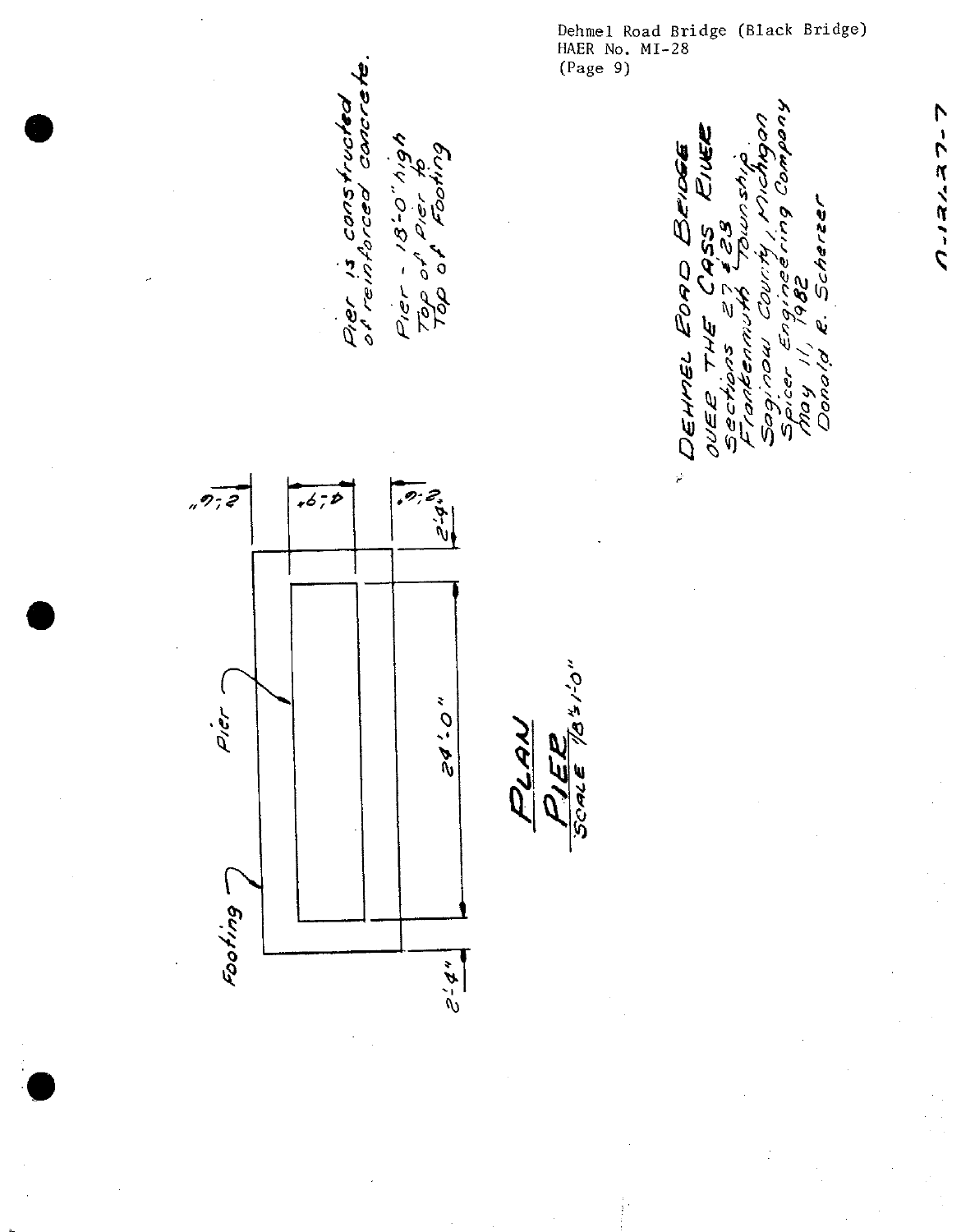Dehmel Road Bridge (Black Bridge)
HAER No. MI-28
(Page 9)

Pier is constructed of reinforced concrete.

Pier - 18'-0" high
Top of Pier to
Top of Footing

DEHMEL ROAD BRIDGE
OVER THE CASS RIVER
Sections 27 & 28
Frankenmuth Township
Saginaw County, Michigan
Spicer Engineering Company
May 11, 1982
Donald R. Scherzer

2'-6"
4'-9"
2'-6"
2'-4"
24'-0"
2'-4"

Pier

Footing

PLAN
PIER
SCALE 1/8"=1'-0"